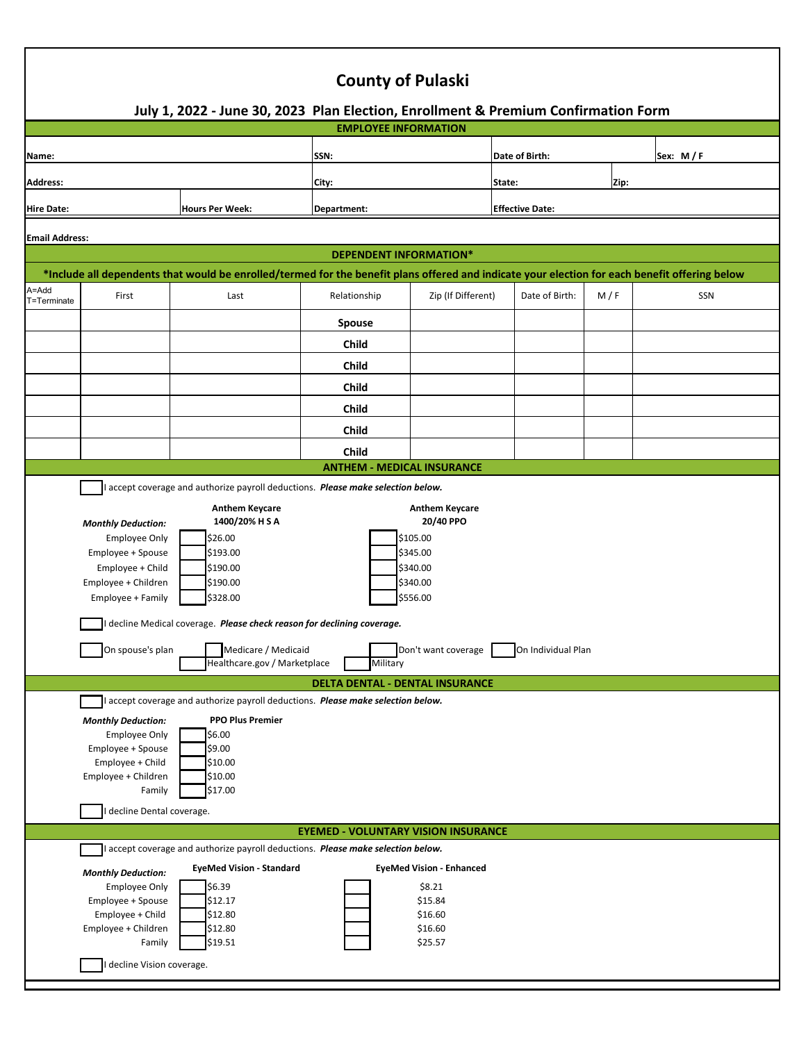# County of Pulaski

## July 1, 2022 - June 30, 2023 Plan Election, Enrollment & Premium Confirmation Form

### EMPLOYEE INFORMATION

| | | | | |
|---|---|---|---|---|
| **Name:** | | **SSN:** | **Date of Birth:** | **Sex: M / F** |
| **Address:** | | **City:** | **State:** | **Zip:** |
| **Hire Date:** | **Hours Per Week:** | **Department:** | **Effective Date:** | |
| **Email Address:** | | | | |

### DEPENDENT INFORMATION*

***Include all dependents that would be enrolled/termed for the benefit plans offered and indicate your election for each benefit offering below**

| A=Add T=Terminate | First | Last | Relationship | Zip (If Different) | Date of Birth: | M / F | SSN |
|---|---|---|---|---|---|---|---|
| | | | **Spouse** | | | | |
| | | | **Child** | | | | |
| | | | **Child** | | | | |
| | | | **Child** | | | | |
| | | | **Child** | | | | |
| | | | **Child** | | | | |
| | | | **Child** | | | | |

### ANTHEM - MEDICAL INSURANCE

☐ I accept coverage and authorize payroll deductions. ***Please make selection below.***

| ***Monthly Deduction:*** | **Anthem Keycare 1400/20% H S A** | **Anthem Keycare 20/40 PPO** |
|---|---|---|
| Employee Only | ☐ $26.00 | ☐ $105.00 |
| Employee + Spouse | ☐ $193.00 | ☐ $345.00 |
| Employee + Child | ☐ $190.00 | ☐ $340.00 |
| Employee + Children | ☐ $190.00 | ☐ $340.00 |
| Employee + Family | ☐ $328.00 | ☐ $556.00 |

☐ I decline Medical coverage. ***Please check reason for declining coverage.***

☐ On spouse's plan ☐ Medicare / Medicaid ☐ Don't want coverage ☐ On Individual Plan

☐ Healthcare.gov / Marketplace ☐ Military

### DELTA DENTAL - DENTAL INSURANCE

☐ I accept coverage and authorize payroll deductions. ***Please make selection below.***

| ***Monthly Deduction:*** | **PPO Plus Premier** |
|---|---|
| Employee Only | ☐ $6.00 |
| Employee + Spouse | ☐ $9.00 |
| Employee + Child | ☐ $10.00 |
| Employee + Children | ☐ $10.00 |
| Family | ☐ $17.00 |

☐ I decline Dental coverage.

### EYEMED - VOLUNTARY VISION INSURANCE

☐ I accept coverage and authorize payroll deductions. ***Please make selection below.***

| ***Monthly Deduction:*** | **EyeMed Vision - Standard** | **EyeMed Vision - Enhanced** |
|---|---|---|
| Employee Only | ☐ $6.39 | ☐ $8.21 |
| Employee + Spouse | ☐ $12.17 | ☐ $15.84 |
| Employee + Child | ☐ $12.80 | ☐ $16.60 |
| Employee + Children | ☐ $12.80 | ☐ $16.60 |
| Family | ☐ $19.51 | ☐ $25.57 |

☐ I decline Vision coverage.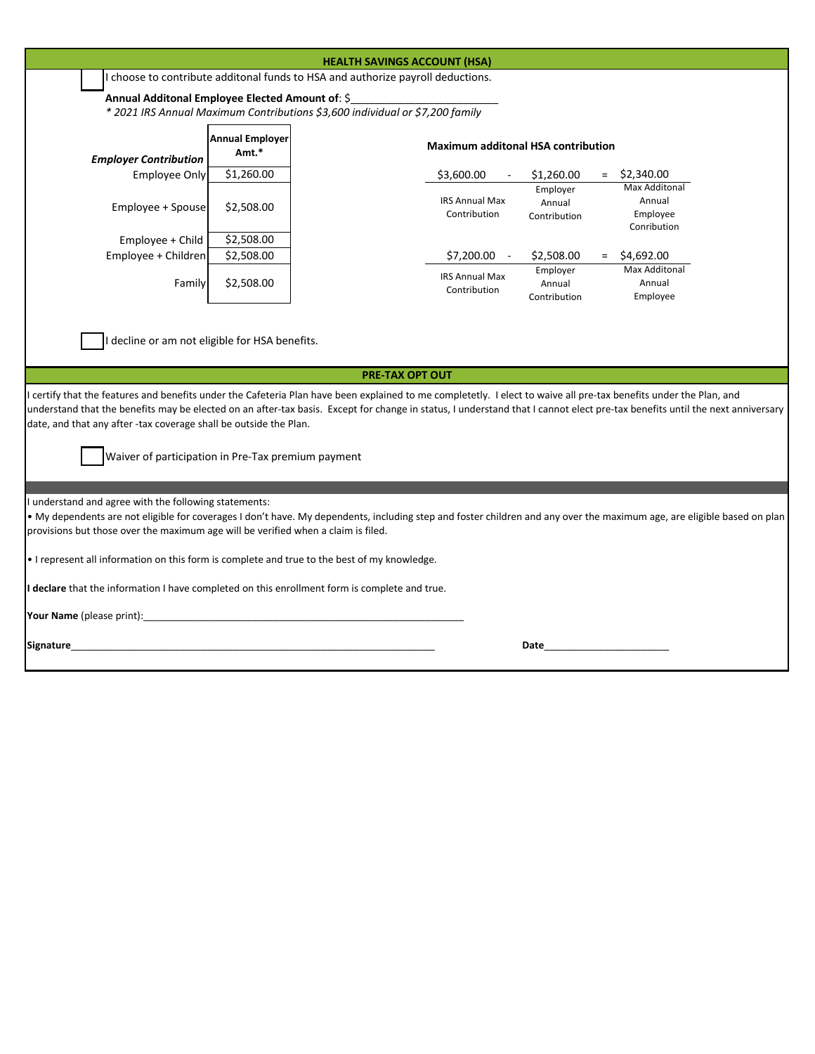## HEALTH SAVINGS ACCOUNT (HSA)

☐ I choose to contribute additonal funds to HSA and authorize payroll deductions.

**Annual Additonal Employee Elected Amount of**: $\_\_\_\_\_\_\_\_\_\_\_\_\_\_\_\_\_\_\_\_\_\_\_\_\_

*\* 2021 IRS Annual Maximum Contributions $3,600 individual or $7,200 family*

| ***Employer Contribution*** | **Annual Employer Amt.\*** |
|---|---|
| Employee Only | $1,260.00 |
| Employee + Spouse | $2,508.00 |
| Employee + Child | $2,508.00 |
| Employee + Children | $2,508.00 |
| Family | $2,508.00 |

**Maximum additonal HSA contribution**

| IRS Annual Max Contribution | | Employer Annual Contribution | | Max Additonal Annual Employee Conribution |
|---|---|---|---|---|
| $3,600.00 | - | $1,260.00 | = | $2,340.00 |

| IRS Annual Max Contribution | | Employer Annual Contribution | | Max Additonal Annual Employee |
|---|---|---|---|---|
| $7,200.00 | - | $2,508.00 | = | $4,692.00 |

☐ I decline or am not eligible for HSA benefits.

## PRE-TAX OPT OUT

I certify that the features and benefits under the Cafeteria Plan have been explained to me completetly. I elect to waive all pre-tax benefits under the Plan, and understand that the benefits may be elected on an after-tax basis. Except for change in status, I understand that I cannot elect pre-tax benefits until the next anniversary date, and that any after -tax coverage shall be outside the Plan.

☐ Waiver of participation in Pre-Tax premium payment

I understand and agree with the following statements:

- My dependents are not eligible for coverages I don't have. My dependents, including step and foster children and any over the maximum age, are eligible based on plan provisions but those over the maximum age will be verified when a claim is filed.

- I represent all information on this form is complete and true to the best of my knowledge.

**I declare** that the information I have completed on this enrollment form is complete and true.

**Your Name** (please print):\_\_\_\_\_\_\_\_\_\_\_\_\_\_\_\_\_\_\_\_\_\_\_\_\_\_\_\_\_\_\_\_\_\_\_\_\_\_\_\_\_\_\_\_\_\_\_\_\_\_\_\_\_\_\_\_\_\_

**Signature**\_\_\_\_\_\_\_\_\_\_\_\_\_\_\_\_\_\_\_\_\_\_\_\_\_\_\_\_\_\_\_\_\_\_\_\_\_\_\_\_\_\_\_\_\_\_\_\_\_\_\_\_\_\_\_\_\_\_\_\_\_\_\_ **Date**\_\_\_\_\_\_\_\_\_\_\_\_\_\_\_\_\_\_\_\_\_\_\_